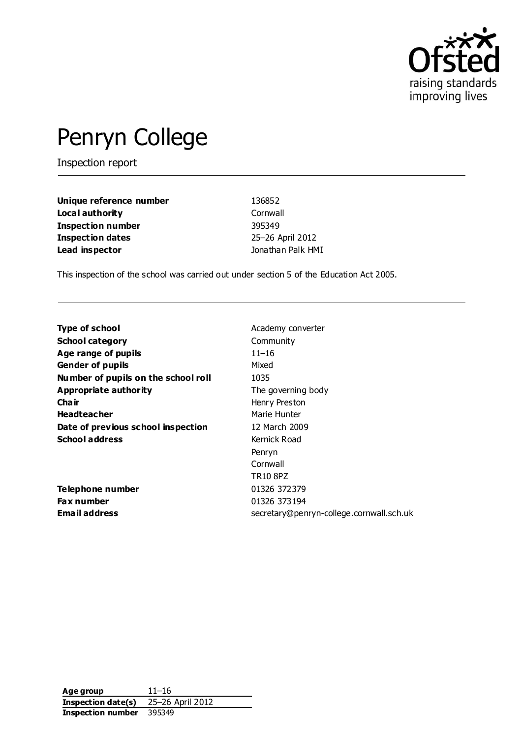# Penryn College

Inspection report

| | |
|---|---|
| **Unique reference number** | 136852 |
| **Local authority** | Cornwall |
| **Inspection number** | 395349 |
| **Inspection dates** | 25–26 April 2012 |
| **Lead inspector** | Jonathan Palk HMI |

This inspection of the school was carried out under section 5 of the Education Act 2005.

| | |
|---|---|
| **Type of school** | Academy converter |
| **School category** | Community |
| **Age range of pupils** | 11–16 |
| **Gender of pupils** | Mixed |
| **Number of pupils on the school roll** | 1035 |
| **Appropriate authority** | The governing body |
| **Chair** | Henry Preston |
| **Headteacher** | Marie Hunter |
| **Date of previous school inspection** | 12 March 2009 |
| **School address** | Kernick Road<br>Penryn<br>Cornwall<br>TR10 8PZ |
| **Telephone number** | 01326 372379 |
| **Fax number** | 01326 373194 |
| **Email address** | secretary@penryn-college.cornwall.sch.uk |

| | |
|---|---|
| **Age group** | 11–16 |
| **Inspection date(s)** | 25–26 April 2012 |
| **Inspection number** | 395349 |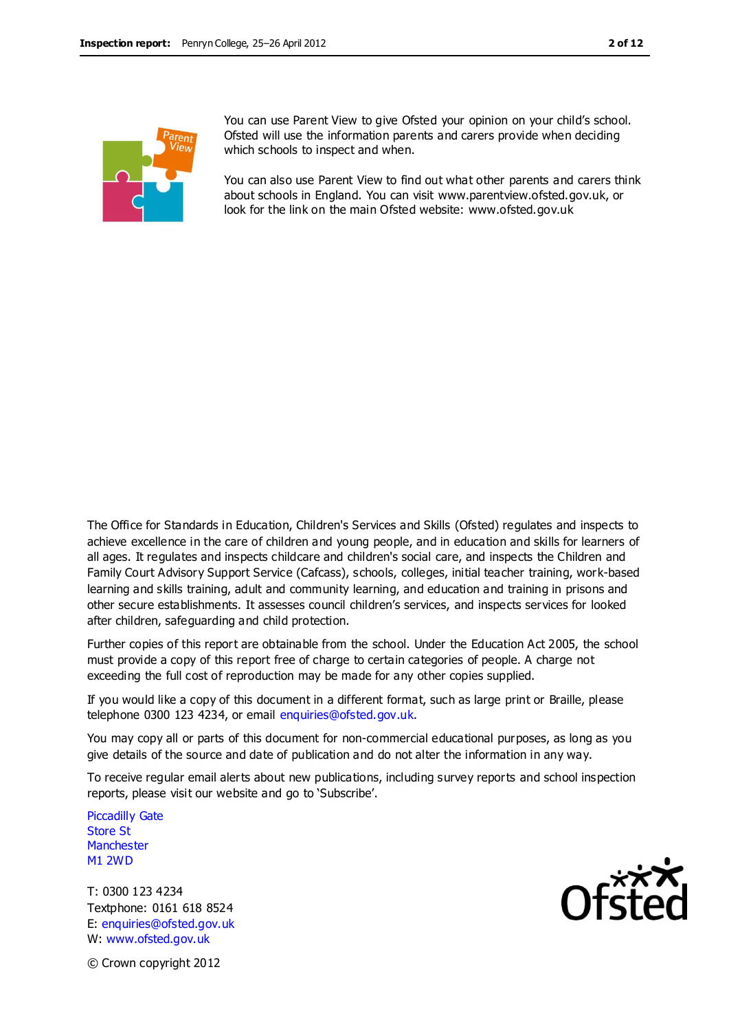You can use Parent View to give Ofsted your opinion on your child's school. Ofsted will use the information parents and carers provide when deciding which schools to inspect and when.

You can also use Parent View to find out what other parents and carers think about schools in England. You can visit www.parentview.ofsted.gov.uk, or look for the link on the main Ofsted website: www.ofsted.gov.uk

The Office for Standards in Education, Children's Services and Skills (Ofsted) regulates and inspects to achieve excellence in the care of children and young people, and in education and skills for learners of all ages. It regulates and inspects childcare and children's social care, and inspects the Children and Family Court Advisory Support Service (Cafcass), schools, colleges, initial teacher training, work-based learning and skills training, adult and community learning, and education and training in prisons and other secure establishments. It assesses council children's services, and inspects services for looked after children, safeguarding and child protection.

Further copies of this report are obtainable from the school. Under the Education Act 2005, the school must provide a copy of this report free of charge to certain categories of people. A charge not exceeding the full cost of reproduction may be made for any other copies supplied.

If you would like a copy of this document in a different format, such as large print or Braille, please telephone 0300 123 4234, or email enquiries@ofsted.gov.uk.

You may copy all or parts of this document for non-commercial educational purposes, as long as you give details of the source and date of publication and do not alter the information in any way.

To receive regular email alerts about new publications, including survey reports and school inspection reports, please visit our website and go to 'Subscribe'.

Piccadilly Gate  
Store St  
Manchester  
M1 2WD

T: 0300 123 4234  
Textphone: 0161 618 8524  
E: enquiries@ofsted.gov.uk  
W: www.ofsted.gov.uk

© Crown copyright 2012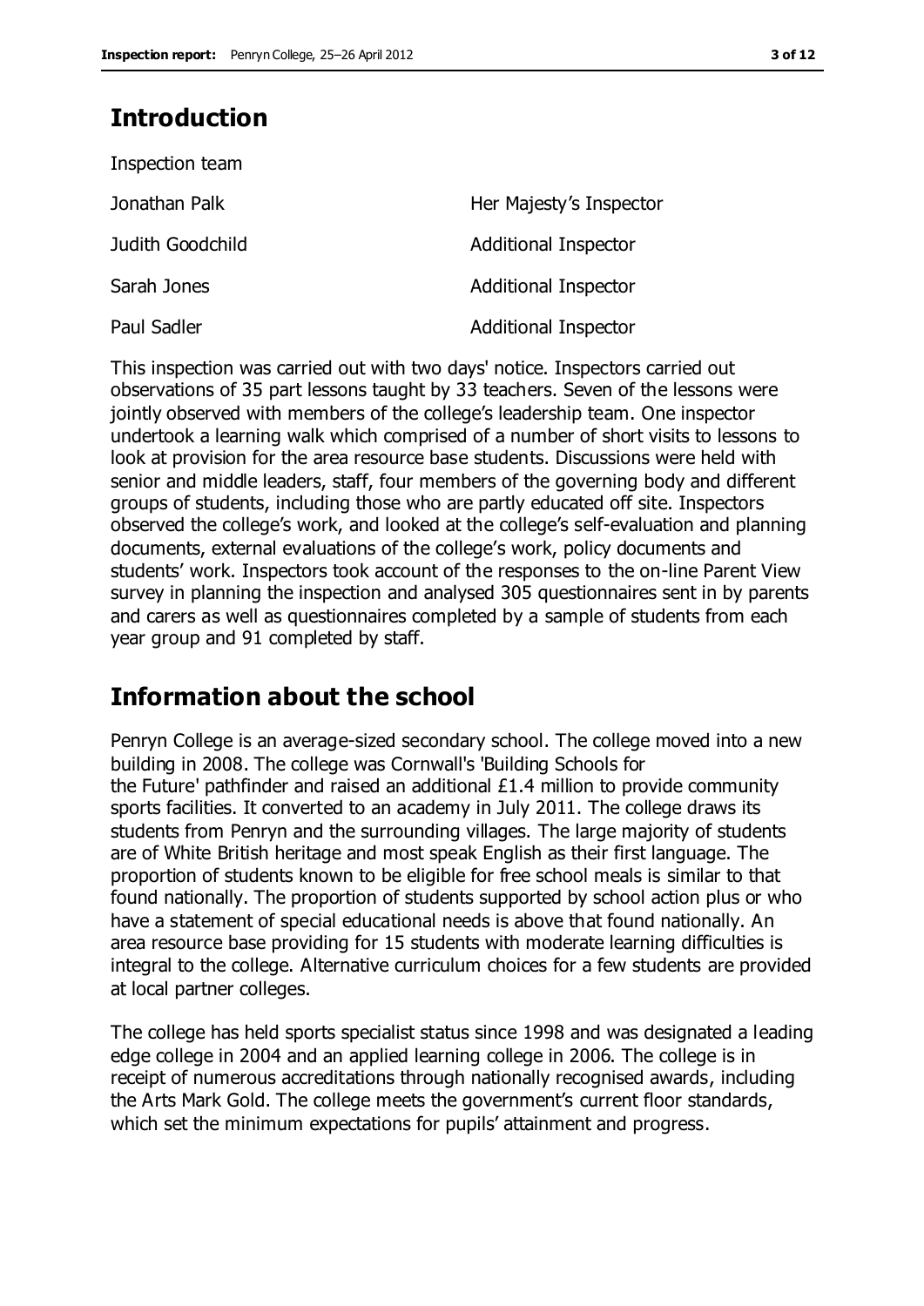## Introduction

Inspection team

| | |
|---|---|
| Jonathan Palk | Her Majesty's Inspector |
| Judith Goodchild | Additional Inspector |
| Sarah Jones | Additional Inspector |
| Paul Sadler | Additional Inspector |

This inspection was carried out with two days' notice. Inspectors carried out observations of 35 part lessons taught by 33 teachers. Seven of the lessons were jointly observed with members of the college's leadership team. One inspector undertook a learning walk which comprised of a number of short visits to lessons to look at provision for the area resource base students. Discussions were held with senior and middle leaders, staff, four members of the governing body and different groups of students, including those who are partly educated off site. Inspectors observed the college's work, and looked at the college's self-evaluation and planning documents, external evaluations of the college's work, policy documents and students' work. Inspectors took account of the responses to the on-line Parent View survey in planning the inspection and analysed 305 questionnaires sent in by parents and carers as well as questionnaires completed by a sample of students from each year group and 91 completed by staff.

## Information about the school

Penryn College is an average-sized secondary school. The college moved into a new building in 2008. The college was Cornwall's 'Building Schools for the Future' pathfinder and raised an additional £1.4 million to provide community sports facilities. It converted to an academy in July 2011. The college draws its students from Penryn and the surrounding villages. The large majority of students are of White British heritage and most speak English as their first language. The proportion of students known to be eligible for free school meals is similar to that found nationally. The proportion of students supported by school action plus or who have a statement of special educational needs is above that found nationally. An area resource base providing for 15 students with moderate learning difficulties is integral to the college. Alternative curriculum choices for a few students are provided at local partner colleges.

The college has held sports specialist status since 1998 and was designated a leading edge college in 2004 and an applied learning college in 2006. The college is in receipt of numerous accreditations through nationally recognised awards, including the Arts Mark Gold. The college meets the government's current floor standards, which set the minimum expectations for pupils' attainment and progress.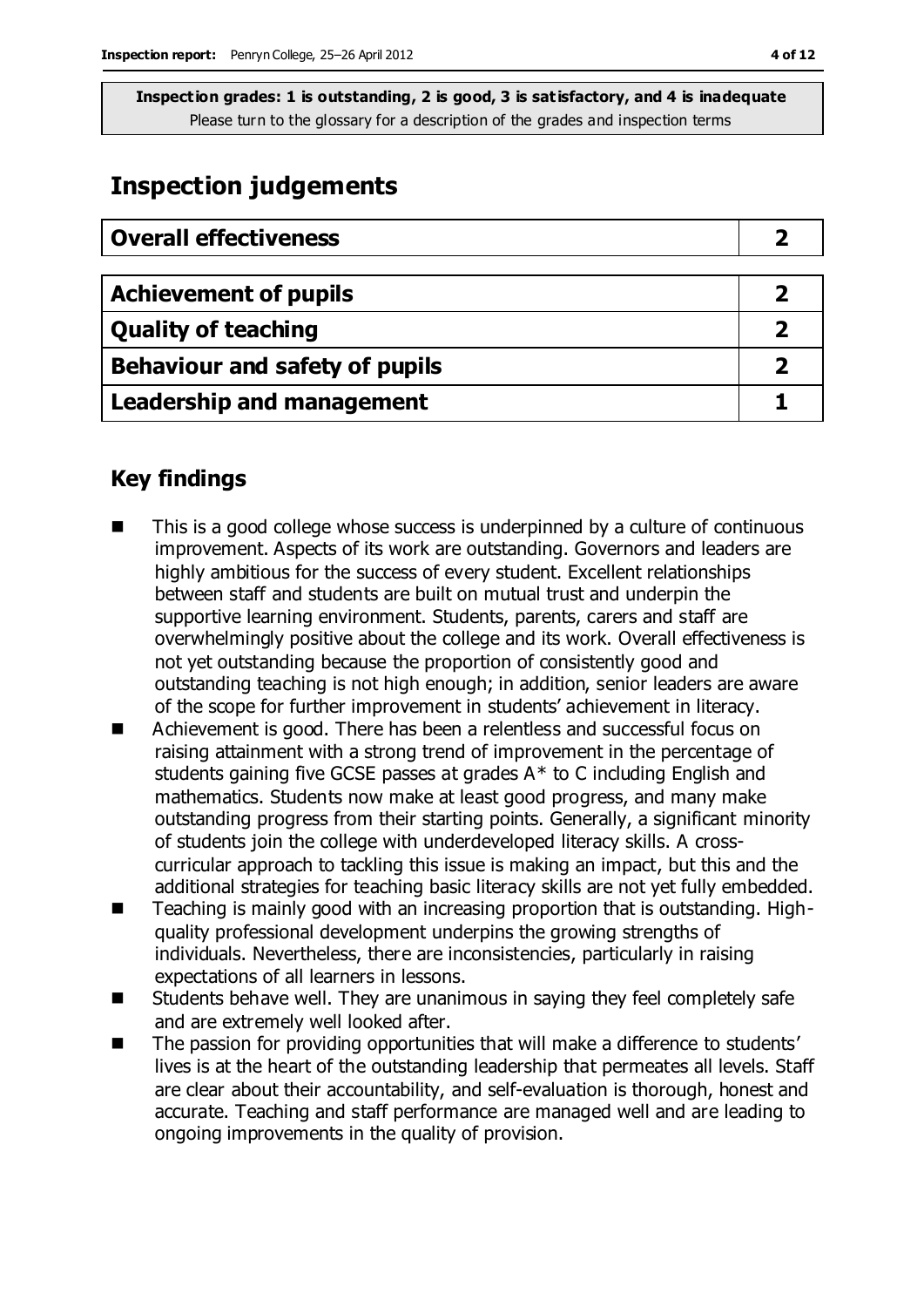**Inspection grades: 1 is outstanding, 2 is good, 3 is satisfactory, and 4 is inadequate**
Please turn to the glossary for a description of the grades and inspection terms

# Inspection judgements

| Overall effectiveness | 2 |
|---|---|
| **Achievement of pupils** | **2** |
| **Quality of teaching** | **2** |
| **Behaviour and safety of pupils** | **2** |
| **Leadership and management** | **1** |

## Key findings

- This is a good college whose success is underpinned by a culture of continuous improvement. Aspects of its work are outstanding. Governors and leaders are highly ambitious for the success of every student. Excellent relationships between staff and students are built on mutual trust and underpin the supportive learning environment. Students, parents, carers and staff are overwhelmingly positive about the college and its work. Overall effectiveness is not yet outstanding because the proportion of consistently good and outstanding teaching is not high enough; in addition, senior leaders are aware of the scope for further improvement in students' achievement in literacy.
- Achievement is good. There has been a relentless and successful focus on raising attainment with a strong trend of improvement in the percentage of students gaining five GCSE passes at grades A* to C including English and mathematics. Students now make at least good progress, and many make outstanding progress from their starting points. Generally, a significant minority of students join the college with underdeveloped literacy skills. A cross-curricular approach to tackling this issue is making an impact, but this and the additional strategies for teaching basic literacy skills are not yet fully embedded.
- Teaching is mainly good with an increasing proportion that is outstanding. High-quality professional development underpins the growing strengths of individuals. Nevertheless, there are inconsistencies, particularly in raising expectations of all learners in lessons.
- Students behave well. They are unanimous in saying they feel completely safe and are extremely well looked after.
- The passion for providing opportunities that will make a difference to students' lives is at the heart of the outstanding leadership that permeates all levels. Staff are clear about their accountability, and self-evaluation is thorough, honest and accurate. Teaching and staff performance are managed well and are leading to ongoing improvements in the quality of provision.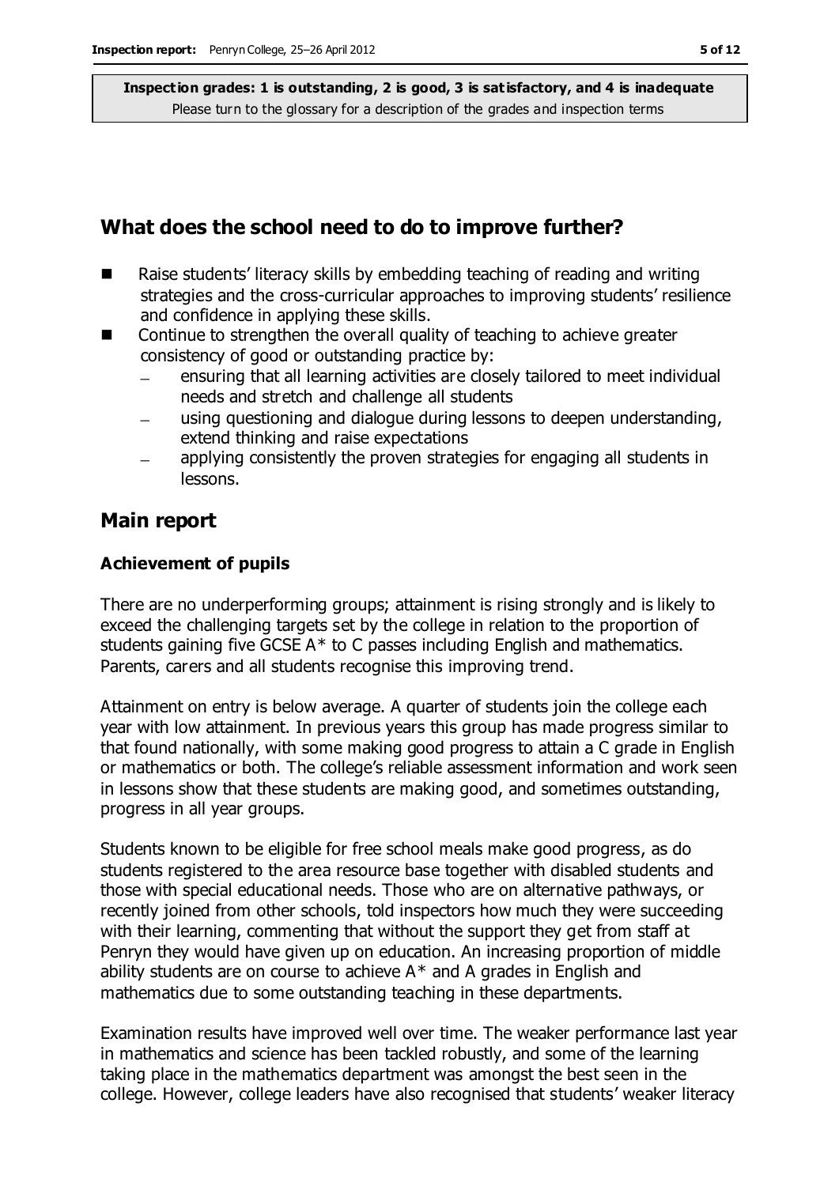## What does the school need to do to improve further?

- Raise students' literacy skills by embedding teaching of reading and writing strategies and the cross-curricular approaches to improving students' resilience and confidence in applying these skills.
- Continue to strengthen the overall quality of teaching to achieve greater consistency of good or outstanding practice by:
  - ensuring that all learning activities are closely tailored to meet individual needs and stretch and challenge all students
  - using questioning and dialogue during lessons to deepen understanding, extend thinking and raise expectations
  - applying consistently the proven strategies for engaging all students in lessons.

## Main report

### Achievement of pupils

There are no underperforming groups; attainment is rising strongly and is likely to exceed the challenging targets set by the college in relation to the proportion of students gaining five GCSE A* to C passes including English and mathematics. Parents, carers and all students recognise this improving trend.

Attainment on entry is below average. A quarter of students join the college each year with low attainment. In previous years this group has made progress similar to that found nationally, with some making good progress to attain a C grade in English or mathematics or both. The college's reliable assessment information and work seen in lessons show that these students are making good, and sometimes outstanding, progress in all year groups.

Students known to be eligible for free school meals make good progress, as do students registered to the area resource base together with disabled students and those with special educational needs. Those who are on alternative pathways, or recently joined from other schools, told inspectors how much they were succeeding with their learning, commenting that without the support they get from staff at Penryn they would have given up on education. An increasing proportion of middle ability students are on course to achieve A* and A grades in English and mathematics due to some outstanding teaching in these departments.

Examination results have improved well over time. The weaker performance last year in mathematics and science has been tackled robustly, and some of the learning taking place in the mathematics department was amongst the best seen in the college. However, college leaders have also recognised that students' weaker literacy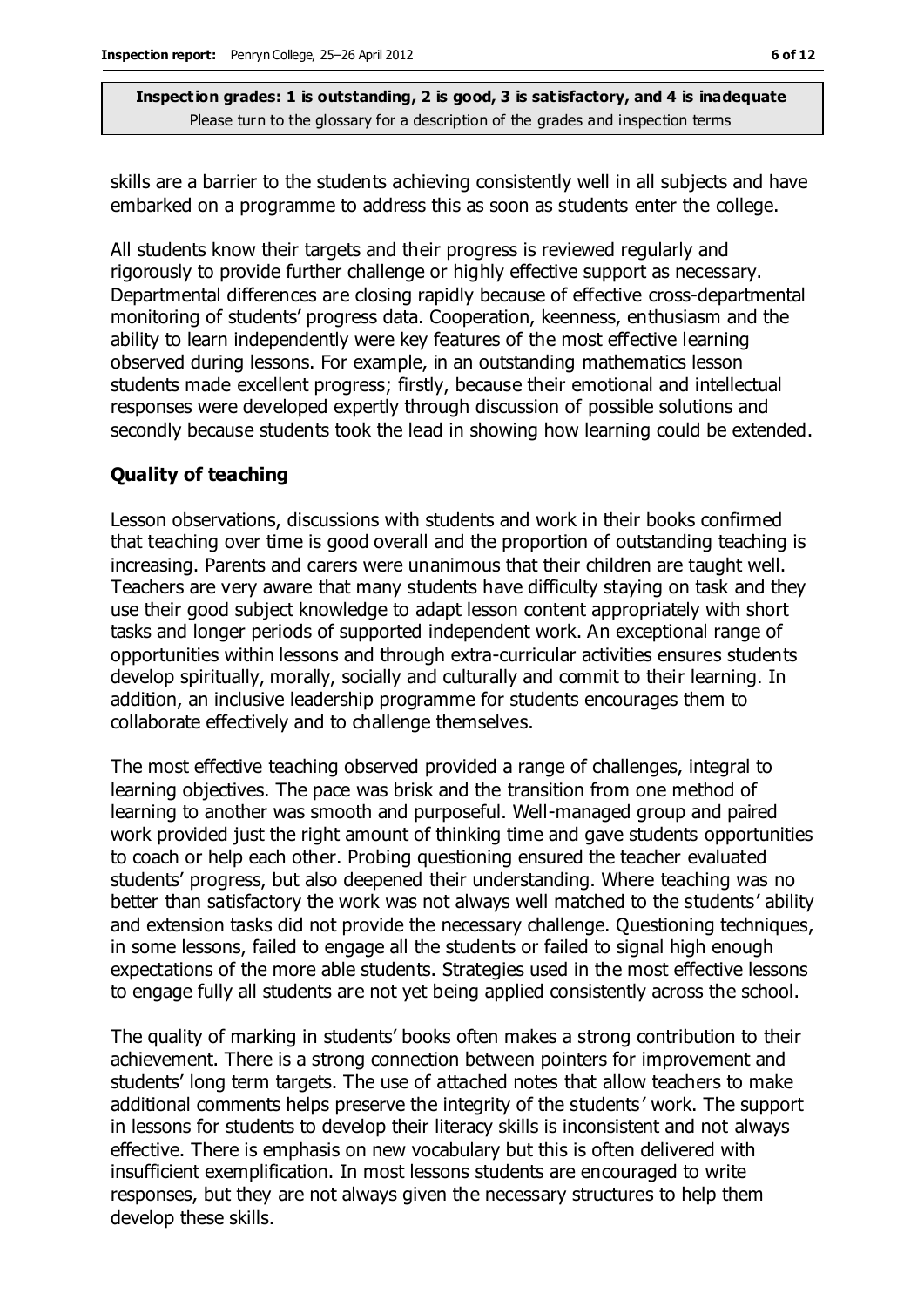skills are a barrier to the students achieving consistently well in all subjects and have embarked on a programme to address this as soon as students enter the college.

All students know their targets and their progress is reviewed regularly and rigorously to provide further challenge or highly effective support as necessary. Departmental differences are closing rapidly because of effective cross-departmental monitoring of students' progress data. Cooperation, keenness, enthusiasm and the ability to learn independently were key features of the most effective learning observed during lessons. For example, in an outstanding mathematics lesson students made excellent progress; firstly, because their emotional and intellectual responses were developed expertly through discussion of possible solutions and secondly because students took the lead in showing how learning could be extended.

### Quality of teaching

Lesson observations, discussions with students and work in their books confirmed that teaching over time is good overall and the proportion of outstanding teaching is increasing. Parents and carers were unanimous that their children are taught well. Teachers are very aware that many students have difficulty staying on task and they use their good subject knowledge to adapt lesson content appropriately with short tasks and longer periods of supported independent work. An exceptional range of opportunities within lessons and through extra-curricular activities ensures students develop spiritually, morally, socially and culturally and commit to their learning. In addition, an inclusive leadership programme for students encourages them to collaborate effectively and to challenge themselves.

The most effective teaching observed provided a range of challenges, integral to learning objectives. The pace was brisk and the transition from one method of learning to another was smooth and purposeful. Well-managed group and paired work provided just the right amount of thinking time and gave students opportunities to coach or help each other. Probing questioning ensured the teacher evaluated students' progress, but also deepened their understanding. Where teaching was no better than satisfactory the work was not always well matched to the students' ability and extension tasks did not provide the necessary challenge. Questioning techniques, in some lessons, failed to engage all the students or failed to signal high enough expectations of the more able students. Strategies used in the most effective lessons to engage fully all students are not yet being applied consistently across the school.

The quality of marking in students' books often makes a strong contribution to their achievement. There is a strong connection between pointers for improvement and students' long term targets. The use of attached notes that allow teachers to make additional comments helps preserve the integrity of the students' work. The support in lessons for students to develop their literacy skills is inconsistent and not always effective. There is emphasis on new vocabulary but this is often delivered with insufficient exemplification. In most lessons students are encouraged to write responses, but they are not always given the necessary structures to help them develop these skills.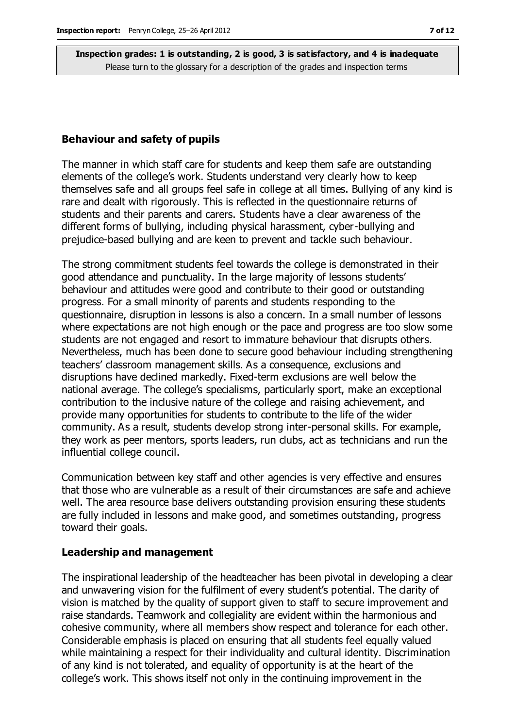**Inspection grades: 1 is outstanding, 2 is good, 3 is satisfactory, and 4 is inadequate**
Please turn to the glossary for a description of the grades and inspection terms

### Behaviour and safety of pupils

The manner in which staff care for students and keep them safe are outstanding elements of the college's work. Students understand very clearly how to keep themselves safe and all groups feel safe in college at all times. Bullying of any kind is rare and dealt with rigorously. This is reflected in the questionnaire returns of students and their parents and carers. Students have a clear awareness of the different forms of bullying, including physical harassment, cyber-bullying and prejudice-based bullying and are keen to prevent and tackle such behaviour.

The strong commitment students feel towards the college is demonstrated in their good attendance and punctuality. In the large majority of lessons students' behaviour and attitudes were good and contribute to their good or outstanding progress. For a small minority of parents and students responding to the questionnaire, disruption in lessons is also a concern. In a small number of lessons where expectations are not high enough or the pace and progress are too slow some students are not engaged and resort to immature behaviour that disrupts others. Nevertheless, much has been done to secure good behaviour including strengthening teachers' classroom management skills. As a consequence, exclusions and disruptions have declined markedly. Fixed-term exclusions are well below the national average. The college's specialisms, particularly sport, make an exceptional contribution to the inclusive nature of the college and raising achievement, and provide many opportunities for students to contribute to the life of the wider community. As a result, students develop strong inter-personal skills. For example, they work as peer mentors, sports leaders, run clubs, act as technicians and run the influential college council.

Communication between key staff and other agencies is very effective and ensures that those who are vulnerable as a result of their circumstances are safe and achieve well. The area resource base delivers outstanding provision ensuring these students are fully included in lessons and make good, and sometimes outstanding, progress toward their goals.

### Leadership and management

The inspirational leadership of the headteacher has been pivotal in developing a clear and unwavering vision for the fulfilment of every student's potential. The clarity of vision is matched by the quality of support given to staff to secure improvement and raise standards. Teamwork and collegiality are evident within the harmonious and cohesive community, where all members show respect and tolerance for each other. Considerable emphasis is placed on ensuring that all students feel equally valued while maintaining a respect for their individuality and cultural identity. Discrimination of any kind is not tolerated, and equality of opportunity is at the heart of the college's work. This shows itself not only in the continuing improvement in the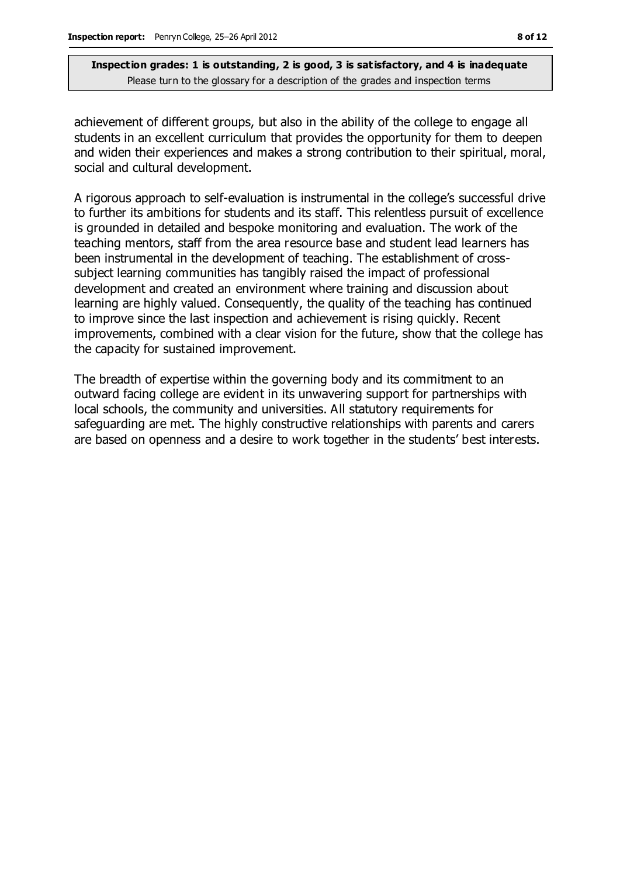achievement of different groups, but also in the ability of the college to engage all students in an excellent curriculum that provides the opportunity for them to deepen and widen their experiences and makes a strong contribution to their spiritual, moral, social and cultural development.

A rigorous approach to self-evaluation is instrumental in the college's successful drive to further its ambitions for students and its staff. This relentless pursuit of excellence is grounded in detailed and bespoke monitoring and evaluation. The work of the teaching mentors, staff from the area resource base and student lead learners has been instrumental in the development of teaching. The establishment of cross-subject learning communities has tangibly raised the impact of professional development and created an environment where training and discussion about learning are highly valued. Consequently, the quality of the teaching has continued to improve since the last inspection and achievement is rising quickly. Recent improvements, combined with a clear vision for the future, show that the college has the capacity for sustained improvement.

The breadth of expertise within the governing body and its commitment to an outward facing college are evident in its unwavering support for partnerships with local schools, the community and universities. All statutory requirements for safeguarding are met. The highly constructive relationships with parents and carers are based on openness and a desire to work together in the students' best interests.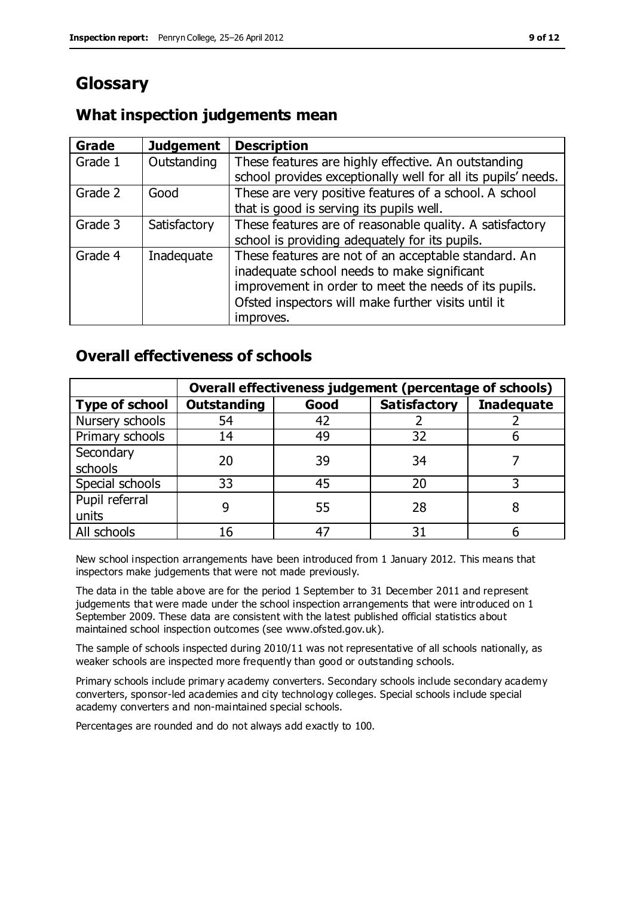# Glossary

## What inspection judgements mean

| Grade | Judgement | Description |
|---|---|---|
| Grade 1 | Outstanding | These features are highly effective. An outstanding school provides exceptionally well for all its pupils' needs. |
| Grade 2 | Good | These are very positive features of a school. A school that is good is serving its pupils well. |
| Grade 3 | Satisfactory | These features are of reasonable quality. A satisfactory school is providing adequately for its pupils. |
| Grade 4 | Inadequate | These features are not of an acceptable standard. An inadequate school needs to make significant improvement in order to meet the needs of its pupils. Ofsted inspectors will make further visits until it improves. |

## Overall effectiveness of schools

| | Overall effectiveness judgement (percentage of schools) | | | |
|---|---|---|---|---|
| **Type of school** | **Outstanding** | **Good** | **Satisfactory** | **Inadequate** |
| Nursery schools | 54 | 42 | 2 | 2 |
| Primary schools | 14 | 49 | 32 | 6 |
| Secondary schools | 20 | 39 | 34 | 7 |
| Special schools | 33 | 45 | 20 | 3 |
| Pupil referral units | 9 | 55 | 28 | 8 |
| All schools | 16 | 47 | 31 | 6 |

New school inspection arrangements have been introduced from 1 January 2012. This means that inspectors make judgements that were not made previously.

The data in the table above are for the period 1 September to 31 December 2011 and represent judgements that were made under the school inspection arrangements that were introduced on 1 September 2009. These data are consistent with the latest published official statistics about maintained school inspection outcomes (see www.ofsted.gov.uk).

The sample of schools inspected during 2010/11 was not representative of all schools nationally, as weaker schools are inspected more frequently than good or outstanding schools.

Primary schools include primary academy converters. Secondary schools include secondary academy converters, sponsor-led academies and city technology colleges. Special schools include special academy converters and non-maintained special schools.

Percentages are rounded and do not always add exactly to 100.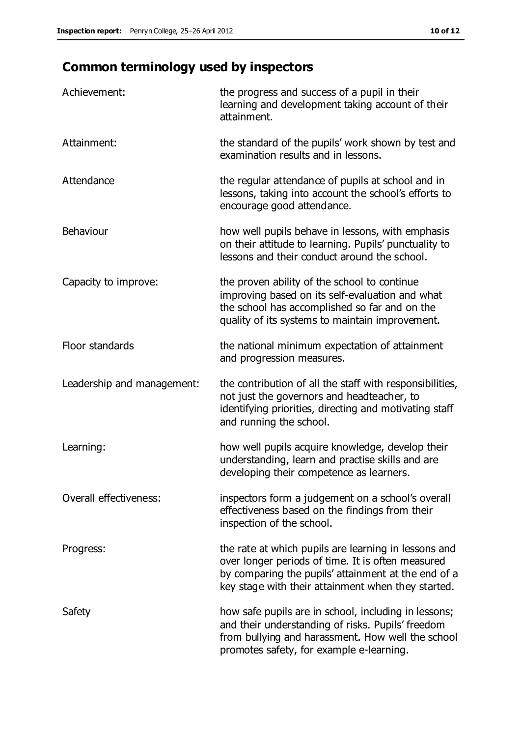## Common terminology used by inspectors

| | |
|---|---|
| Achievement: | the progress and success of a pupil in their learning and development taking account of their attainment. |
| Attainment: | the standard of the pupils' work shown by test and examination results and in lessons. |
| Attendance | the regular attendance of pupils at school and in lessons, taking into account the school's efforts to encourage good attendance. |
| Behaviour | how well pupils behave in lessons, with emphasis on their attitude to learning. Pupils' punctuality to lessons and their conduct around the school. |
| Capacity to improve: | the proven ability of the school to continue improving based on its self-evaluation and what the school has accomplished so far and on the quality of its systems to maintain improvement. |
| Floor standards | the national minimum expectation of attainment and progression measures. |
| Leadership and management: | the contribution of all the staff with responsibilities, not just the governors and headteacher, to identifying priorities, directing and motivating staff and running the school. |
| Learning: | how well pupils acquire knowledge, develop their understanding, learn and practise skills and are developing their competence as learners. |
| Overall effectiveness: | inspectors form a judgement on a school's overall effectiveness based on the findings from their inspection of the school. |
| Progress: | the rate at which pupils are learning in lessons and over longer periods of time. It is often measured by comparing the pupils' attainment at the end of a key stage with their attainment when they started. |
| Safety | how safe pupils are in school, including in lessons; and their understanding of risks. Pupils' freedom from bullying and harassment. How well the school promotes safety, for example e-learning. |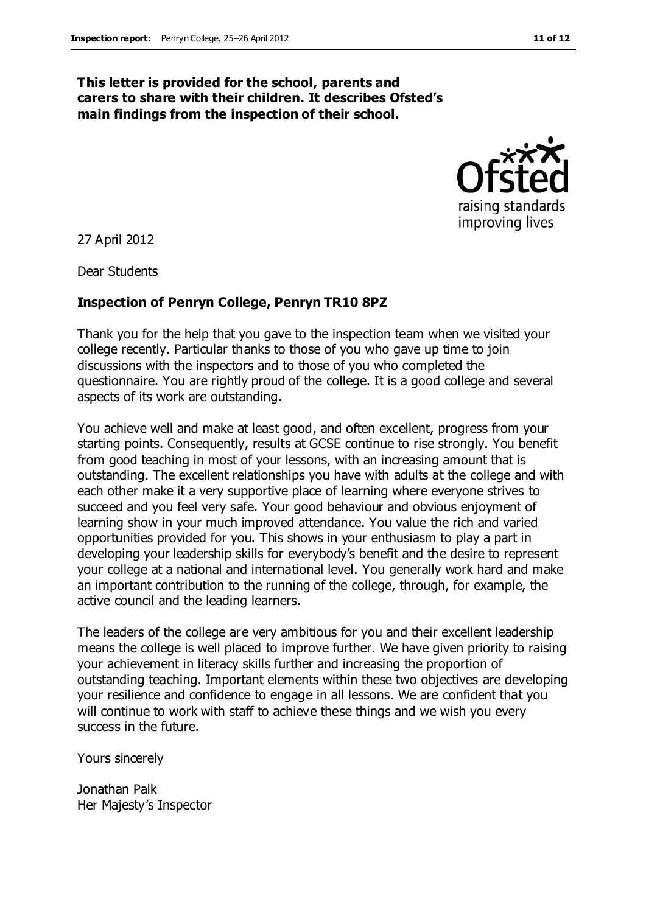**This letter is provided for the school, parents and carers to share with their children. It describes Ofsted's main findings from the inspection of their school.**

27 April 2012

Dear Students

**Inspection of Penryn College, Penryn TR10 8PZ**

Thank you for the help that you gave to the inspection team when we visited your college recently. Particular thanks to those of you who gave up time to join discussions with the inspectors and to those of you who completed the questionnaire. You are rightly proud of the college. It is a good college and several aspects of its work are outstanding.

You achieve well and make at least good, and often excellent, progress from your starting points. Consequently, results at GCSE continue to rise strongly. You benefit from good teaching in most of your lessons, with an increasing amount that is outstanding. The excellent relationships you have with adults at the college and with each other make it a very supportive place of learning where everyone strives to succeed and you feel very safe. Your good behaviour and obvious enjoyment of learning show in your much improved attendance. You value the rich and varied opportunities provided for you. This shows in your enthusiasm to play a part in developing your leadership skills for everybody's benefit and the desire to represent your college at a national and international level. You generally work hard and make an important contribution to the running of the college, through, for example, the active council and the leading learners.

The leaders of the college are very ambitious for you and their excellent leadership means the college is well placed to improve further. We have given priority to raising your achievement in literacy skills further and increasing the proportion of outstanding teaching. Important elements within these two objectives are developing your resilience and confidence to engage in all lessons. We are confident that you will continue to work with staff to achieve these things and we wish you every success in the future.

Yours sincerely

Jonathan Palk
Her Majesty's Inspector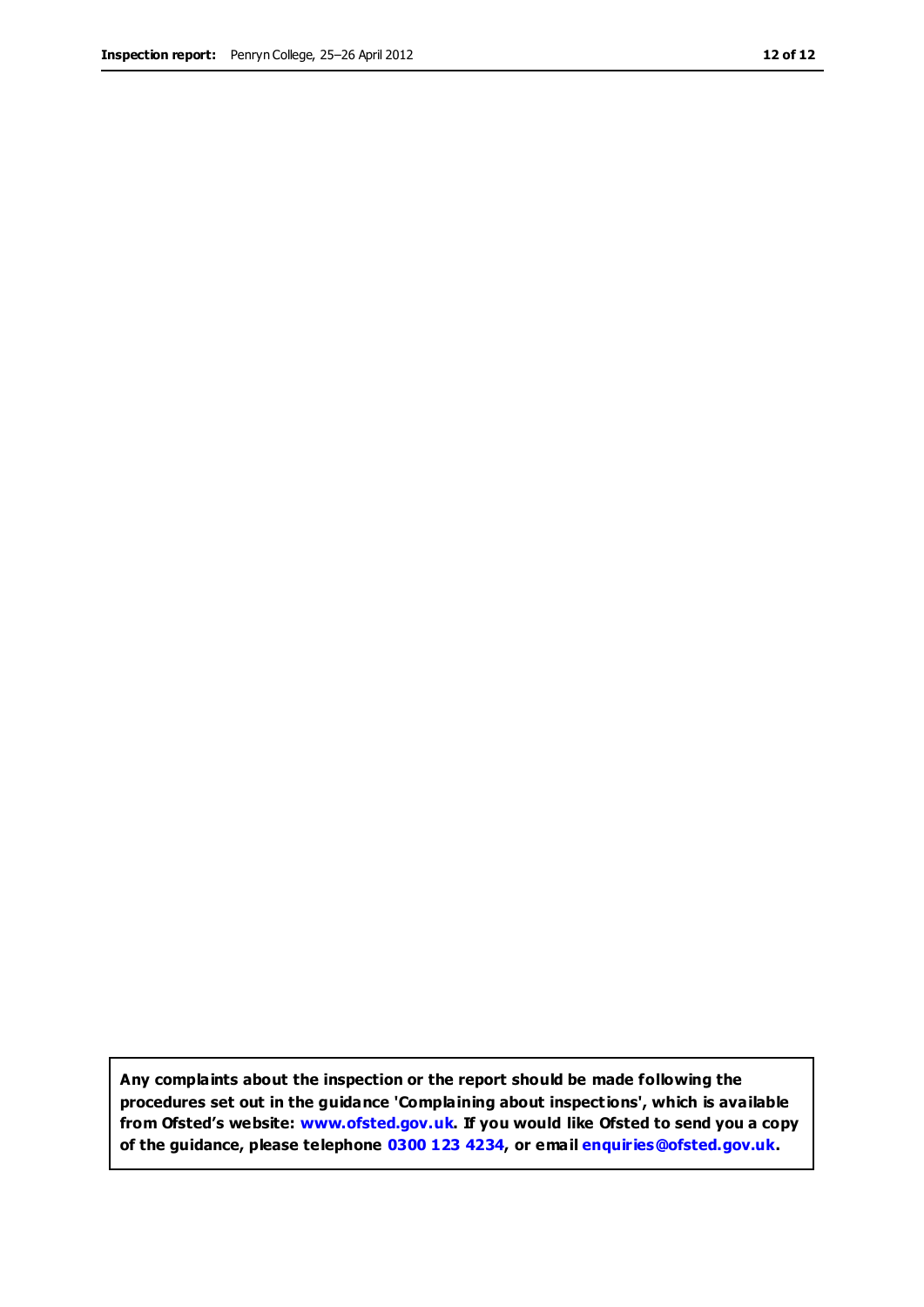**Any complaints about the inspection or the report should be made following the procedures set out in the guidance 'Complaining about inspections', which is available from Ofsted's website: www.ofsted.gov.uk. If you would like Ofsted to send you a copy of the guidance, please telephone 0300 123 4234, or email enquiries@ofsted.gov.uk.**